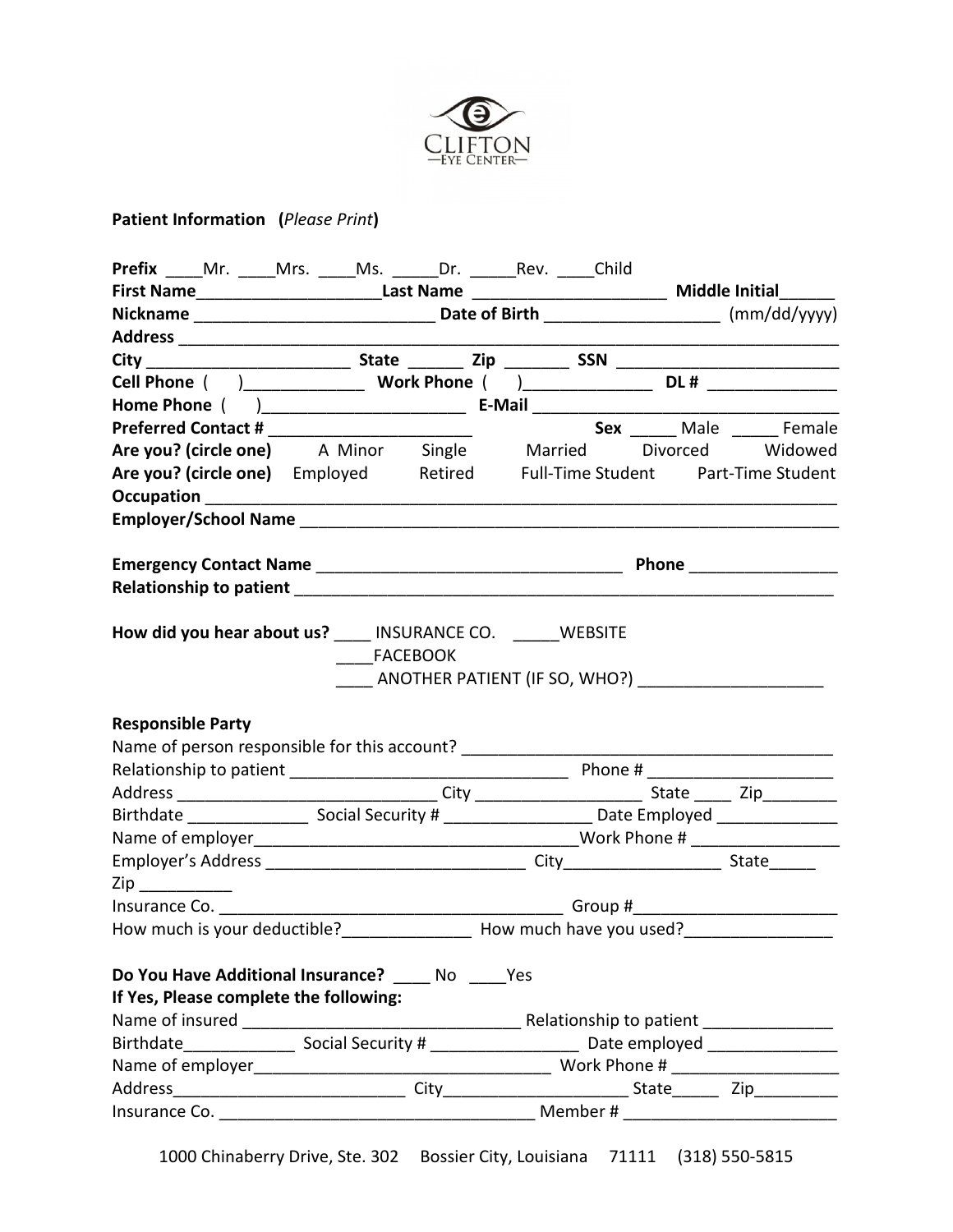CLIFTON
—EYE CENTER—

**Patient Information** (*Please Print*)

**Prefix** ____Mr. ____Mrs. ____Ms. _____Dr. _____Rev. ____Child

**First Name**____________________**Last Name** _____________________ **Middle Initial**______

**Nickname** __________________________ **Date of Birth** ___________________ (mm/dd/yyyy)

**Address** ___________________________________________________________________________

**City** ______________________ **State** ______ **Zip** _______ **SSN** ________________________

**Cell Phone** ( )_____________ **Work Phone** ( )______________ **DL #** ______________

**Home Phone** ( )______________________ **E-Mail** ___________________________________

**Preferred Contact #** ______________________ **Sex** _____ Male _____ Female

**Are you? (circle one)** A Minor Single Married Divorced Widowed

**Are you? (circle one)** Employed Retired Full-Time Student Part-Time Student

**Occupation** _________________________________________________________________________

**Employer/School Name** ______________________________________________________________

**Emergency Contact Name** _________________________________ **Phone** ________________

**Relationship to patient** _____________________________________________________________

**How did you hear about us?** ____ INSURANCE CO. _____WEBSITE

____FACEBOOK

____ ANOTHER PATIENT (IF SO, WHO?) ____________________

**Responsible Party**

Name of person responsible for this account? ________________________________________

Relationship to patient ______________________________ Phone # ____________________

Address ____________________________ City __________________ State ____ Zip________

Birthdate _____________ Social Security # ________________ Date Employed _____________

Name of employer___________________________________Work Phone # ________________

Employer's Address ____________________________ City________________ State_____

Zip __________

Insurance Co. _____________________________________ Group #______________________

How much is your deductible?______________ How much have you used?________________

**Do You Have Additional Insurance?** ____ No ____Yes

**If Yes, Please complete the following:**

Name of insured ______________________________ Relationship to patient ______________

Birthdate____________ Social Security # ________________ Date employed ______________

Name of employer________________________________ Work Phone # __________________

Address_________________________ City___________________ State_____ Zip_________

Insurance Co. _________________________________ Member # _______________________

1000 Chinaberry Drive, Ste. 302 Bossier City, Louisiana 71111 (318) 550-5815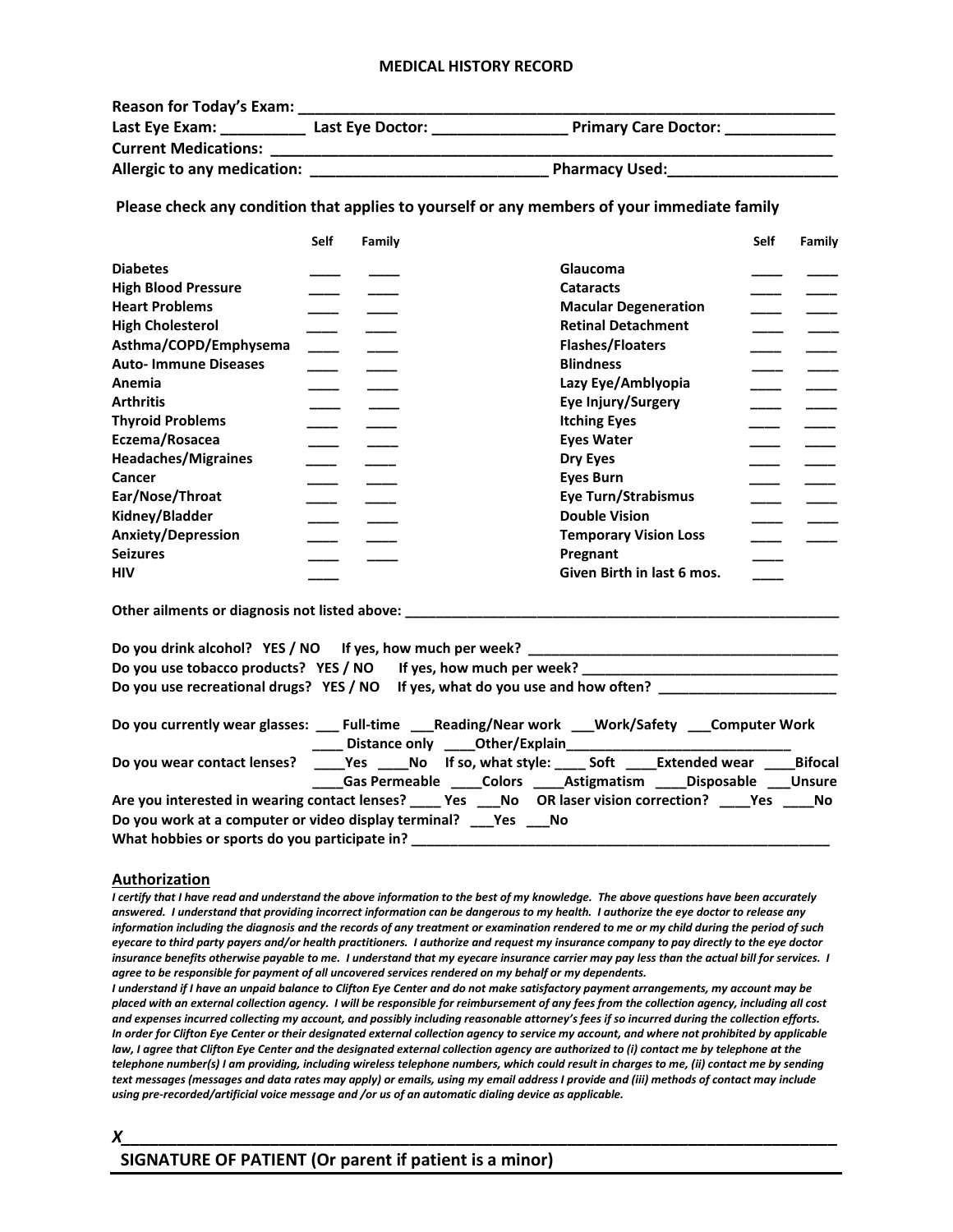# MEDICAL HISTORY RECORD

**Reason for Today's Exam:** ________________________________________________

**Last Eye Exam:** __________ **Last Eye Doctor:** ________________ **Primary Care Doctor:** _____________

**Current Medications:** ________________________________________________

**Allergic to any medication:** ___________________________ **Pharmacy Used:** ___________________

**Please check any condition that applies to yourself or any members of your immediate family**

| | Self | Family | | Self | Family |
|---|---|---|---|---|---|
| **Diabetes** | ____ | ____ | **Glaucoma** | ____ | ____ |
| **High Blood Pressure** | ____ | ____ | **Cataracts** | ____ | ____ |
| **Heart Problems** | ____ | ____ | **Macular Degeneration** | ____ | ____ |
| **High Cholesterol** | ____ | ____ | **Retinal Detachment** | ____ | ____ |
| **Asthma/COPD/Emphysema** | ____ | ____ | **Flashes/Floaters** | ____ | ____ |
| **Auto- Immune Diseases** | ____ | ____ | **Blindness** | ____ | ____ |
| **Anemia** | ____ | ____ | **Lazy Eye/Amblyopia** | ____ | ____ |
| **Arthritis** | ____ | ____ | **Eye Injury/Surgery** | ____ | ____ |
| **Thyroid Problems** | ____ | ____ | **Itching Eyes** | ____ | ____ |
| **Eczema/Rosacea** | ____ | ____ | **Eyes Water** | ____ | ____ |
| **Headaches/Migraines** | ____ | ____ | **Dry Eyes** | ____ | ____ |
| **Cancer** | ____ | ____ | **Eyes Burn** | ____ | ____ |
| **Ear/Nose/Throat** | ____ | ____ | **Eye Turn/Strabismus** | ____ | ____ |
| **Kidney/Bladder** | ____ | ____ | **Double Vision** | ____ | ____ |
| **Anxiety/Depression** | ____ | ____ | **Temporary Vision Loss** | ____ | ____ |
| **Seizures** | ____ | ____ | **Pregnant** | ____ | |
| **HIV** | ____ | | **Given Birth in last 6 mos.** | ____ | |

**Other ailments or diagnosis not listed above:** ________________________________________________

**Do you drink alcohol? YES / NO If yes, how much per week?** ________________________________________

**Do you use tobacco products? YES / NO If yes, how much per week?** ________________________________

**Do you use recreational drugs? YES / NO If yes, what do you use and how often?** ______________________

**Do you currently wear glasses:** ___ **Full-time** ___**Reading/Near work** ___**Work/Safety** ___**Computer Work** ____ **Distance only** ____**Other/Explain**____________________________

**Do you wear contact lenses?** ____**Yes** ____**No If so, what style:** ____ **Soft** ____**Extended wear** ____**Bifocal** ____**Gas Permeable** ____**Colors** ____**Astigmatism** ____**Disposable** ___**Unsure**

**Are you interested in wearing contact lenses?** ____ **Yes** ___**No OR laser vision correction?** ____**Yes** ____**No**

**Do you work at a computer or video display terminal?** ___**Yes** ___**No**

**What hobbies or sports do you participate in?** ________________________________________________

## Authorization

***I certify that I have read and understand the above information to the best of my knowledge. The above questions have been accurately answered. I understand that providing incorrect information can be dangerous to my health. I authorize the eye doctor to release any information including the diagnosis and the records of any treatment or examination rendered to me or my child during the period of such eyecare to third party payers and/or health practitioners. I authorize and request my insurance company to pay directly to the eye doctor insurance benefits otherwise payable to me. I understand that my eyecare insurance carrier may pay less than the actual bill for services. I agree to be responsible for payment of all uncovered services rendered on my behalf or my dependents.***

***I understand if I have an unpaid balance to Clifton Eye Center and do not make satisfactory payment arrangements, my account may be placed with an external collection agency. I will be responsible for reimbursement of any fees from the collection agency, including all cost and expenses incurred collecting my account, and possibly including reasonable attorney's fees if so incurred during the collection efforts. In order for Clifton Eye Center or their designated external collection agency to service my account, and where not prohibited by applicable law, I agree that Clifton Eye Center and the designated external collection agency are authorized to (i) contact me by telephone at the telephone number(s) I am providing, including wireless telephone numbers, which could result in charges to me, (ii) contact me by sending text messages (messages and data rates may apply) or emails, using my email address I provide and (iii) methods of contact may include using pre-recorded/artificial voice message and /or us of an automatic dialing device as applicable.***

***X***________________________________________________________________________

**SIGNATURE OF PATIENT (Or parent if patient is a minor)**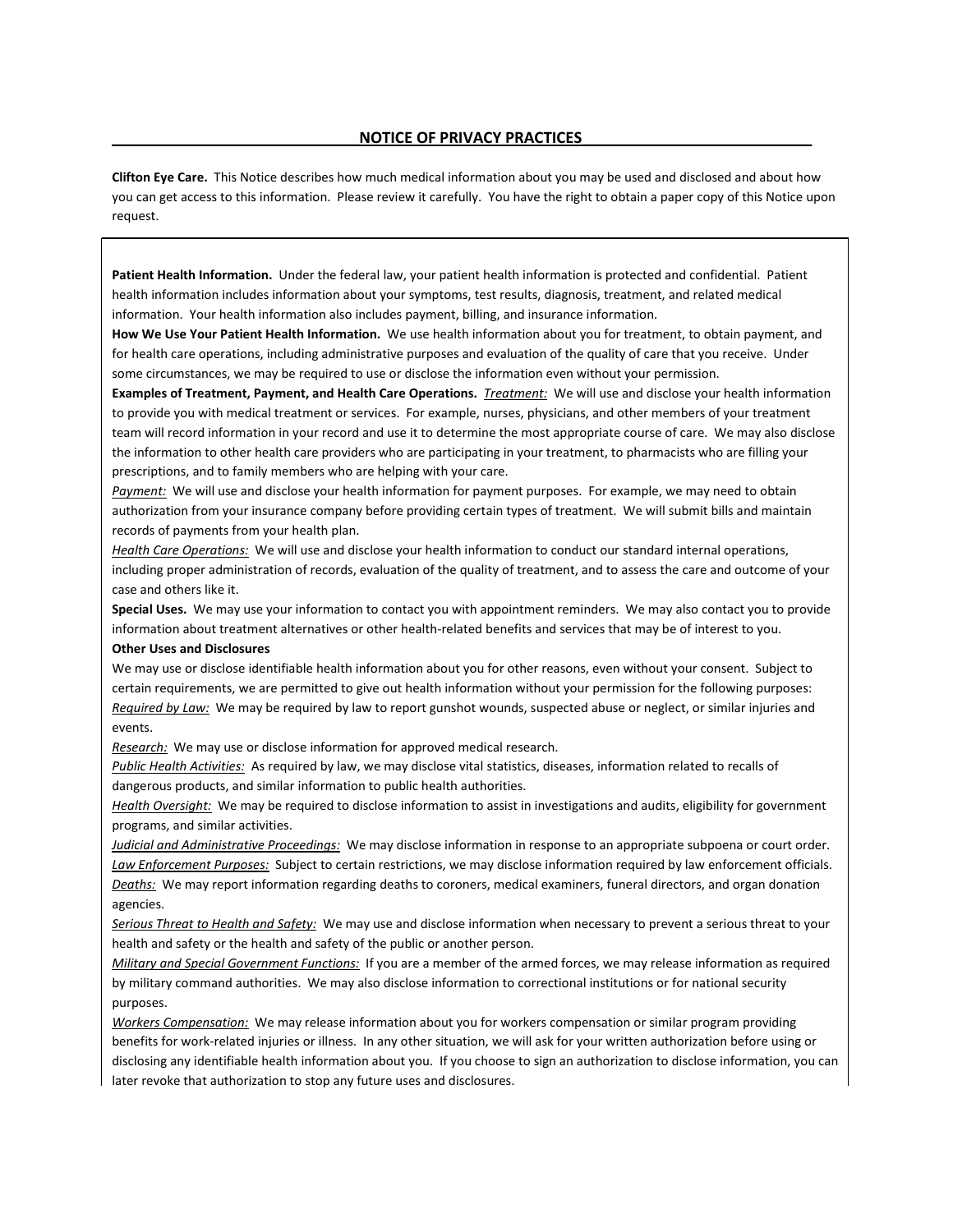## NOTICE OF PRIVACY PRACTICES

**Clifton Eye Care.** This Notice describes how much medical information about you may be used and disclosed and about how you can get access to this information. Please review it carefully. You have the right to obtain a paper copy of this Notice upon request.

**Patient Health Information.** Under the federal law, your patient health information is protected and confidential. Patient health information includes information about your symptoms, test results, diagnosis, treatment, and related medical information. Your health information also includes payment, billing, and insurance information.

**How We Use Your Patient Health Information.** We use health information about you for treatment, to obtain payment, and for health care operations, including administrative purposes and evaluation of the quality of care that you receive. Under some circumstances, we may be required to use or disclose the information even without your permission.

**Examples of Treatment, Payment, and Health Care Operations.** *Treatment:* We will use and disclose your health information to provide you with medical treatment or services. For example, nurses, physicians, and other members of your treatment team will record information in your record and use it to determine the most appropriate course of care. We may also disclose the information to other health care providers who are participating in your treatment, to pharmacists who are filling your prescriptions, and to family members who are helping with your care.

*Payment:* We will use and disclose your health information for payment purposes. For example, we may need to obtain authorization from your insurance company before providing certain types of treatment. We will submit bills and maintain records of payments from your health plan.

*Health Care Operations:* We will use and disclose your health information to conduct our standard internal operations, including proper administration of records, evaluation of the quality of treatment, and to assess the care and outcome of your case and others like it.

**Special Uses.** We may use your information to contact you with appointment reminders. We may also contact you to provide information about treatment alternatives or other health-related benefits and services that may be of interest to you.

**Other Uses and Disclosures**

We may use or disclose identifiable health information about you for other reasons, even without your consent. Subject to certain requirements, we are permitted to give out health information without your permission for the following purposes:

*Required by Law:* We may be required by law to report gunshot wounds, suspected abuse or neglect, or similar injuries and events.

*Research:* We may use or disclose information for approved medical research.

*Public Health Activities:* As required by law, we may disclose vital statistics, diseases, information related to recalls of dangerous products, and similar information to public health authorities.

*Health Oversight:* We may be required to disclose information to assist in investigations and audits, eligibility for government programs, and similar activities.

*Judicial and Administrative Proceedings:* We may disclose information in response to an appropriate subpoena or court order.

*Law Enforcement Purposes:* Subject to certain restrictions, we may disclose information required by law enforcement officials.

*Deaths:* We may report information regarding deaths to coroners, medical examiners, funeral directors, and organ donation agencies.

*Serious Threat to Health and Safety:* We may use and disclose information when necessary to prevent a serious threat to your health and safety or the health and safety of the public or another person.

*Military and Special Government Functions:* If you are a member of the armed forces, we may release information as required by military command authorities. We may also disclose information to correctional institutions or for national security purposes.

*Workers Compensation:* We may release information about you for workers compensation or similar program providing benefits for work-related injuries or illness. In any other situation, we will ask for your written authorization before using or disclosing any identifiable health information about you. If you choose to sign an authorization to disclose information, you can later revoke that authorization to stop any future uses and disclosures.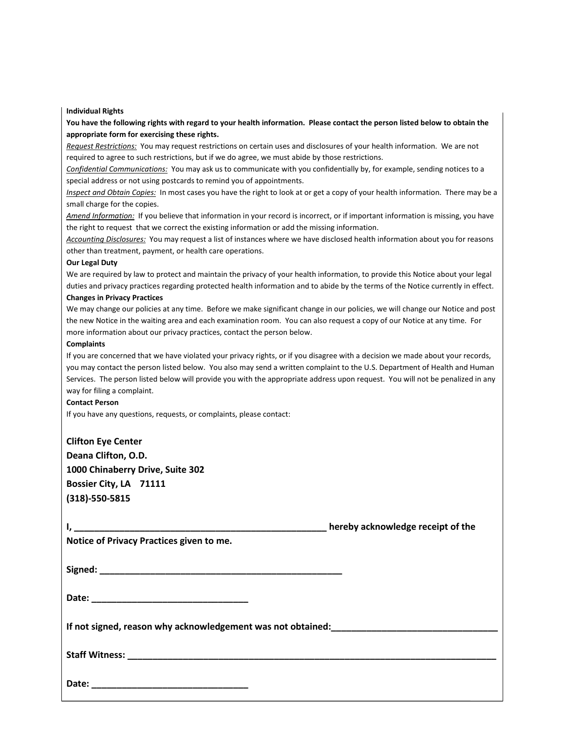**Individual Rights**

**You have the following rights with regard to your health information. Please contact the person listed below to obtain the appropriate form for exercising these rights.**

*Request Restrictions:* You may request restrictions on certain uses and disclosures of your health information. We are not required to agree to such restrictions, but if we do agree, we must abide by those restrictions.

*Confidential Communications:* You may ask us to communicate with you confidentially by, for example, sending notices to a special address or not using postcards to remind you of appointments.

*Inspect and Obtain Copies:* In most cases you have the right to look at or get a copy of your health information. There may be a small charge for the copies.

*Amend Information:* If you believe that information in your record is incorrect, or if important information is missing, you have the right to request that we correct the existing information or add the missing information.

*Accounting Disclosures:* You may request a list of instances where we have disclosed health information about you for reasons other than treatment, payment, or health care operations.

**Our Legal Duty**

We are required by law to protect and maintain the privacy of your health information, to provide this Notice about your legal duties and privacy practices regarding protected health information and to abide by the terms of the Notice currently in effect.

**Changes in Privacy Practices**

We may change our policies at any time. Before we make significant change in our policies, we will change our Notice and post the new Notice in the waiting area and each examination room. You can also request a copy of our Notice at any time. For more information about our privacy practices, contact the person below.

**Complaints**

If you are concerned that we have violated your privacy rights, or if you disagree with a decision we made about your records, you may contact the person listed below. You also may send a written complaint to the U.S. Department of Health and Human Services. The person listed below will provide you with the appropriate address upon request. You will not be penalized in any way for filing a complaint.

**Contact Person**

If you have any questions, requests, or complaints, please contact:

**Clifton Eye Center**
**Deana Clifton, O.D.**
**1000 Chinaberry Drive, Suite 302**
**Bossier City, LA 71111**
**(318)-550-5815**

**I, __________________________________________________ hereby acknowledge receipt of the Notice of Privacy Practices given to me.**

**Signed: ________________________________________________**

**Date: ______________________________**

**If not signed, reason why acknowledgement was not obtained:_______________________________**

**Staff Witness: ________________________________________________________________________**

**Date: ______________________________**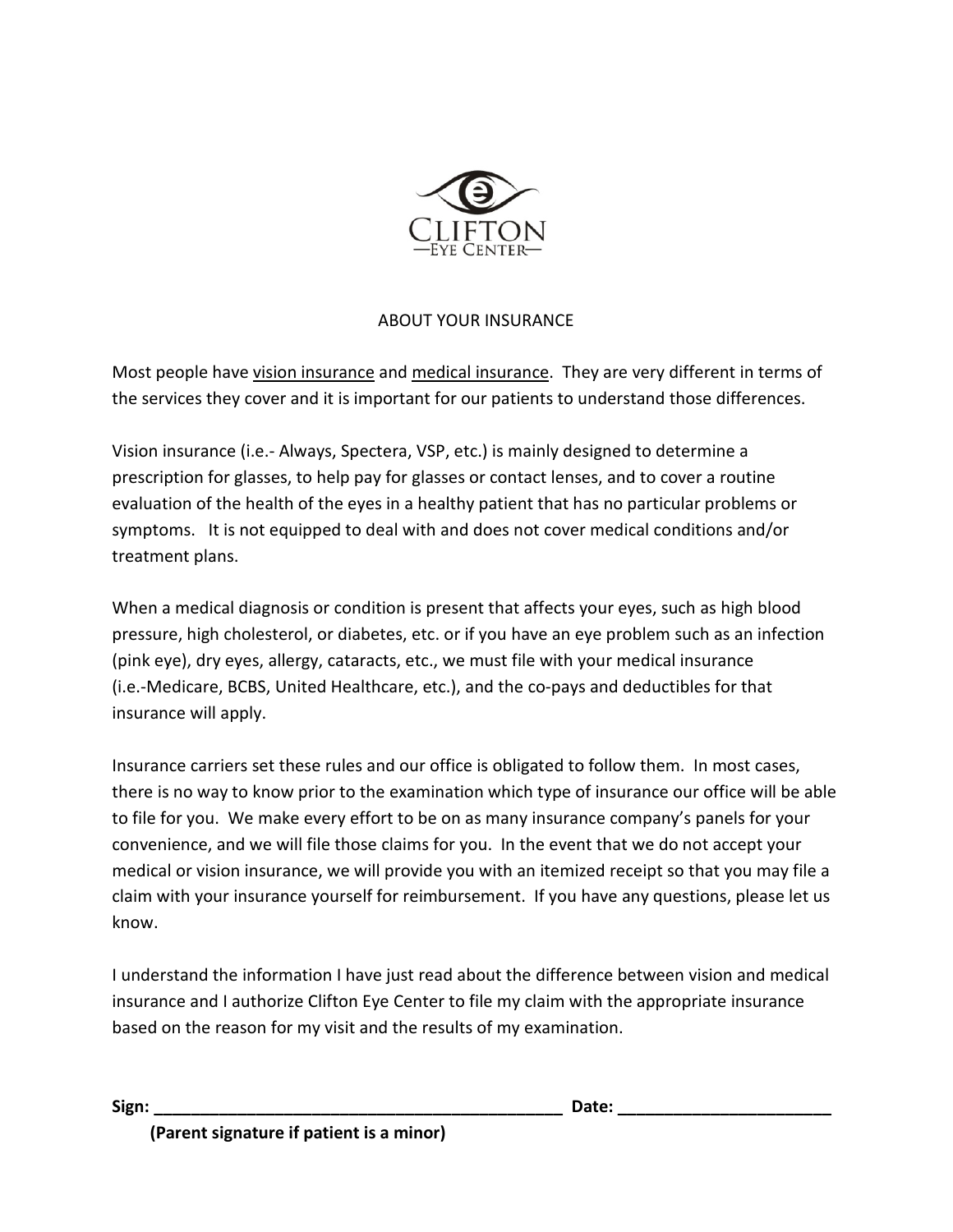CLIFTON
—EYE CENTER—

# ABOUT YOUR INSURANCE

Most people have vision insurance and medical insurance. They are very different in terms of the services they cover and it is important for our patients to understand those differences.

Vision insurance (i.e.- Always, Spectera, VSP, etc.) is mainly designed to determine a prescription for glasses, to help pay for glasses or contact lenses, and to cover a routine evaluation of the health of the eyes in a healthy patient that has no particular problems or symptoms. It is not equipped to deal with and does not cover medical conditions and/or treatment plans.

When a medical diagnosis or condition is present that affects your eyes, such as high blood pressure, high cholesterol, or diabetes, etc. or if you have an eye problem such as an infection (pink eye), dry eyes, allergy, cataracts, etc., we must file with your medical insurance (i.e.-Medicare, BCBS, United Healthcare, etc.), and the co-pays and deductibles for that insurance will apply.

Insurance carriers set these rules and our office is obligated to follow them. In most cases, there is no way to know prior to the examination which type of insurance our office will be able to file for you. We make every effort to be on as many insurance company's panels for your convenience, and we will file those claims for you. In the event that we do not accept your medical or vision insurance, we will provide you with an itemized receipt so that you may file a claim with your insurance yourself for reimbursement. If you have any questions, please let us know.

I understand the information I have just read about the difference between vision and medical insurance and I authorize Clifton Eye Center to file my claim with the appropriate insurance based on the reason for my visit and the results of my examination.

**Sign: ___________________________________________ Date: ______________________**

**(Parent signature if patient is a minor)**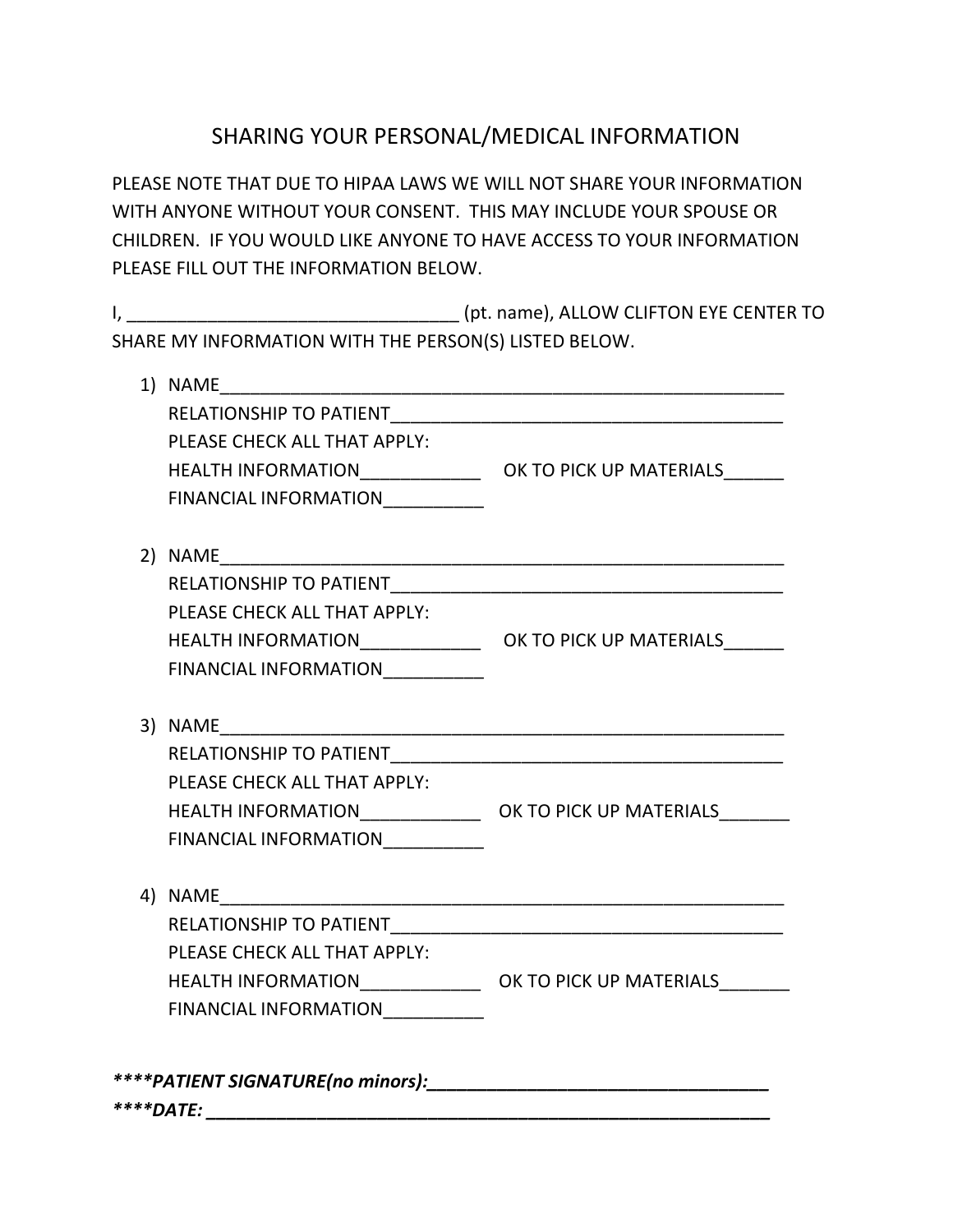# SHARING YOUR PERSONAL/MEDICAL INFORMATION

PLEASE NOTE THAT DUE TO HIPAA LAWS WE WILL NOT SHARE YOUR INFORMATION WITH ANYONE WITHOUT YOUR CONSENT. THIS MAY INCLUDE YOUR SPOUSE OR CHILDREN. IF YOU WOULD LIKE ANYONE TO HAVE ACCESS TO YOUR INFORMATION PLEASE FILL OUT THE INFORMATION BELOW.

I, _________________________________ (pt. name), ALLOW CLIFTON EYE CENTER TO SHARE MY INFORMATION WITH THE PERSON(S) LISTED BELOW.

1) NAME___________________________________________________________
   RELATIONSHIP TO PATIENT_______________________________________
   PLEASE CHECK ALL THAT APPLY:
   HEALTH INFORMATION____________ OK TO PICK UP MATERIALS______
   FINANCIAL INFORMATION__________

2) NAME___________________________________________________________
   RELATIONSHIP TO PATIENT_______________________________________
   PLEASE CHECK ALL THAT APPLY:
   HEALTH INFORMATION____________ OK TO PICK UP MATERIALS______
   FINANCIAL INFORMATION__________

3) NAME___________________________________________________________
   RELATIONSHIP TO PATIENT_______________________________________
   PLEASE CHECK ALL THAT APPLY:
   HEALTH INFORMATION____________ OK TO PICK UP MATERIALS_______
   FINANCIAL INFORMATION__________

4) NAME___________________________________________________________
   RELATIONSHIP TO PATIENT_______________________________________
   PLEASE CHECK ALL THAT APPLY:
   HEALTH INFORMATION____________ OK TO PICK UP MATERIALS_______
   FINANCIAL INFORMATION__________

***\*\*\*\*PATIENT SIGNATURE(no minors):___________________________________***

***\*\*\*\*DATE: ___________________________________________________________***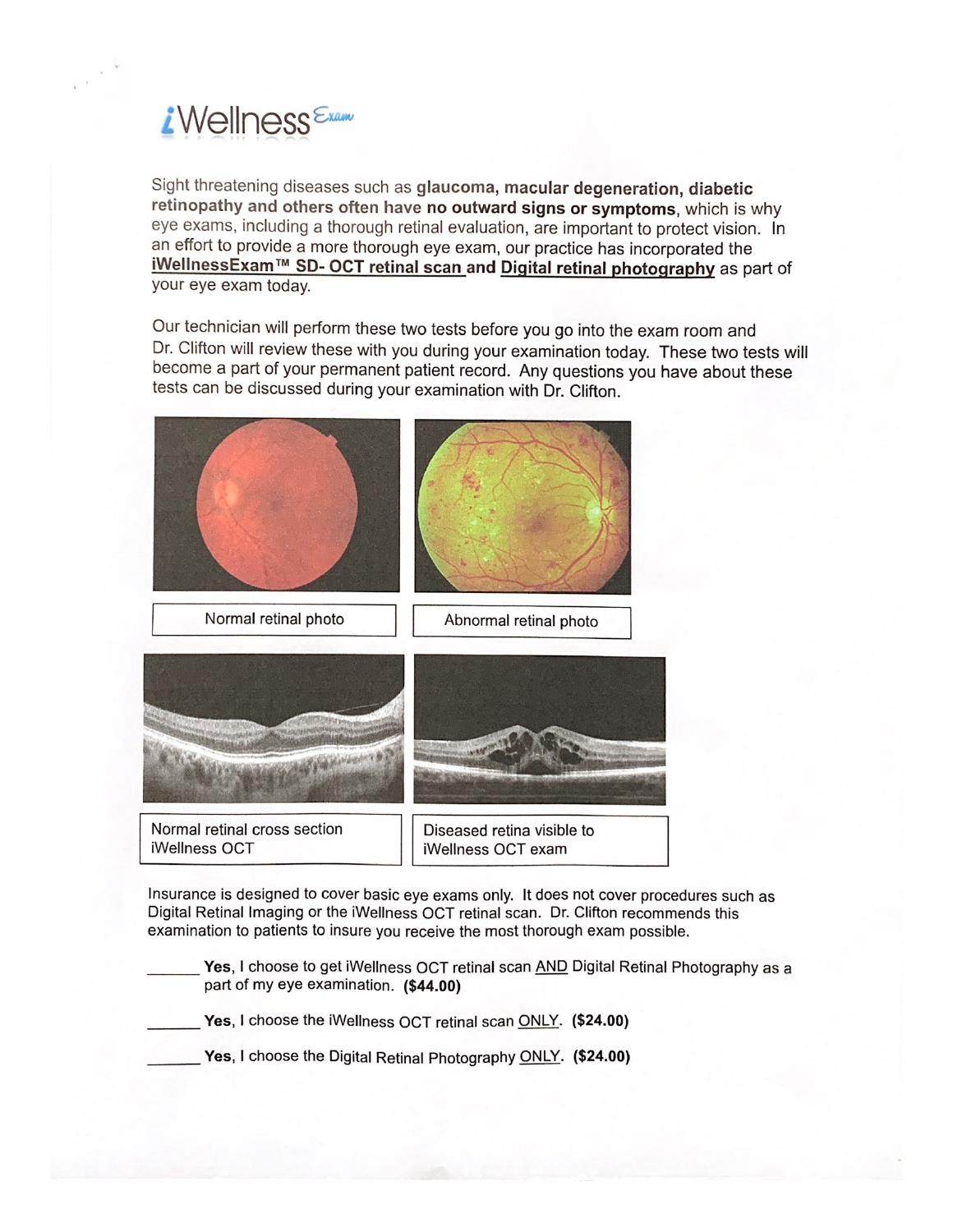# iWellness Exam

Sight threatening diseases such as **glaucoma, macular degeneration, diabetic retinopathy and others often have no outward signs or symptoms**, which is why eye exams, including a thorough retinal evaluation, are important to protect vision. In an effort to provide a more thorough eye exam, our practice has incorporated the **iWellnessExam™ SD- OCT retinal scan** and **Digital retinal photography** as part of your eye exam today.

Our technician will perform these two tests before you go into the exam room and Dr. Clifton will review these with you during your examination today. These two tests will become a part of your permanent patient record. Any questions you have about these tests can be discussed during your examination with Dr. Clifton.

Normal retinal photo

Abnormal retinal photo

Normal retinal cross section iWellness OCT

Diseased retina visible to iWellness OCT exam

Insurance is designed to cover basic eye exams only. It does not cover procedures such as Digital Retinal Imaging or the iWellness OCT retinal scan. Dr. Clifton recommends this examination to patients to insure you receive the most thorough exam possible.

______ **Yes**, I choose to get iWellness OCT retinal scan AND Digital Retinal Photography as a part of my eye examination. **($44.00)**

______ **Yes**, I choose the iWellness OCT retinal scan ONLY. **($24.00)**

______ **Yes**, I choose the Digital Retinal Photography ONLY. **($24.00)**